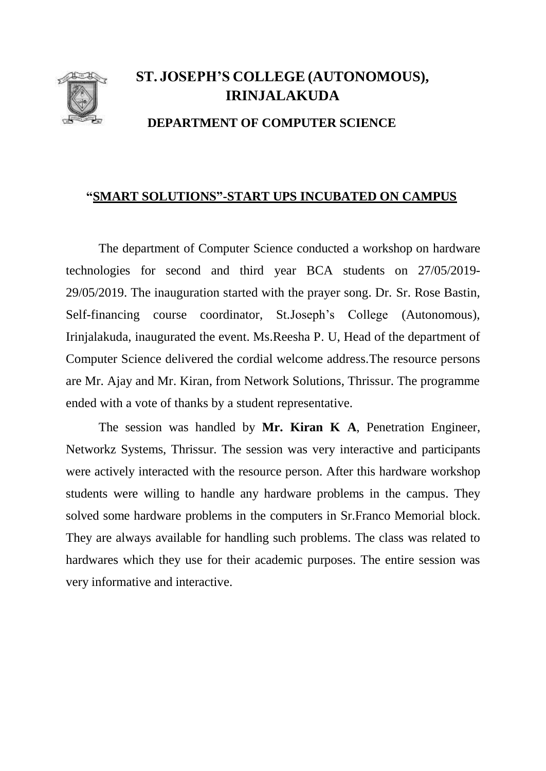# ST. JOSEPH'S COLLEGE (AUTONOMOUS), IRINJALAKUDA

## DEPARTMENT OF COMPUTER SCIENCE

### "SMART SOLUTIONS"-START UPS INCUBATED ON CAMPUS

The department of Computer Science conducted a workshop on hardware technologies for second and third year BCA students on 27/05/2019-29/05/2019. The inauguration started with the prayer song. Dr. Sr. Rose Bastin, Self-financing course coordinator, St.Joseph's College (Autonomous), Irinjalakuda, inaugurated the event. Ms.Reesha P. U, Head of the department of Computer Science delivered the cordial welcome address.The resource persons are Mr. Ajay and Mr. Kiran, from Network Solutions, Thrissur. The programme ended with a vote of thanks by a student representative.

The session was handled by **Mr. Kiran K A**, Penetration Engineer, Networkz Systems, Thrissur. The session was very interactive and participants were actively interacted with the resource person. After this hardware workshop students were willing to handle any hardware problems in the campus. They solved some hardware problems in the computers in Sr.Franco Memorial block. They are always available for handling such problems. The class was related to hardwares which they use for their academic purposes. The entire session was very informative and interactive.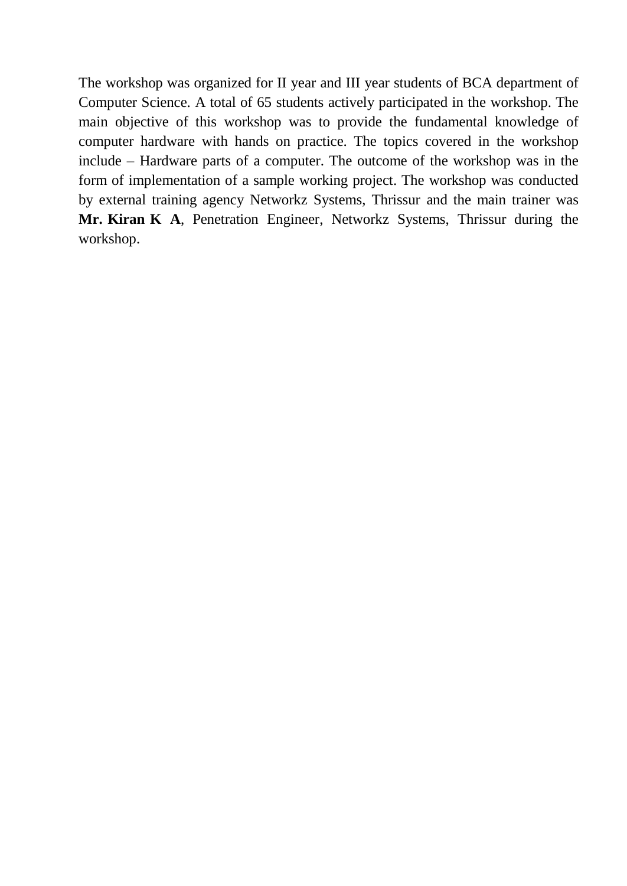The workshop was organized for II year and III year students of BCA department of Computer Science. A total of 65 students actively participated in the workshop. The main objective of this workshop was to provide the fundamental knowledge of computer hardware with hands on practice. The topics covered in the workshop include – Hardware parts of a computer. The outcome of the workshop was in the form of implementation of a sample working project. The workshop was conducted by external training agency Networkz Systems, Thrissur and the main trainer was **Mr. Kiran K A**, Penetration Engineer, Networkz Systems, Thrissur during the workshop.